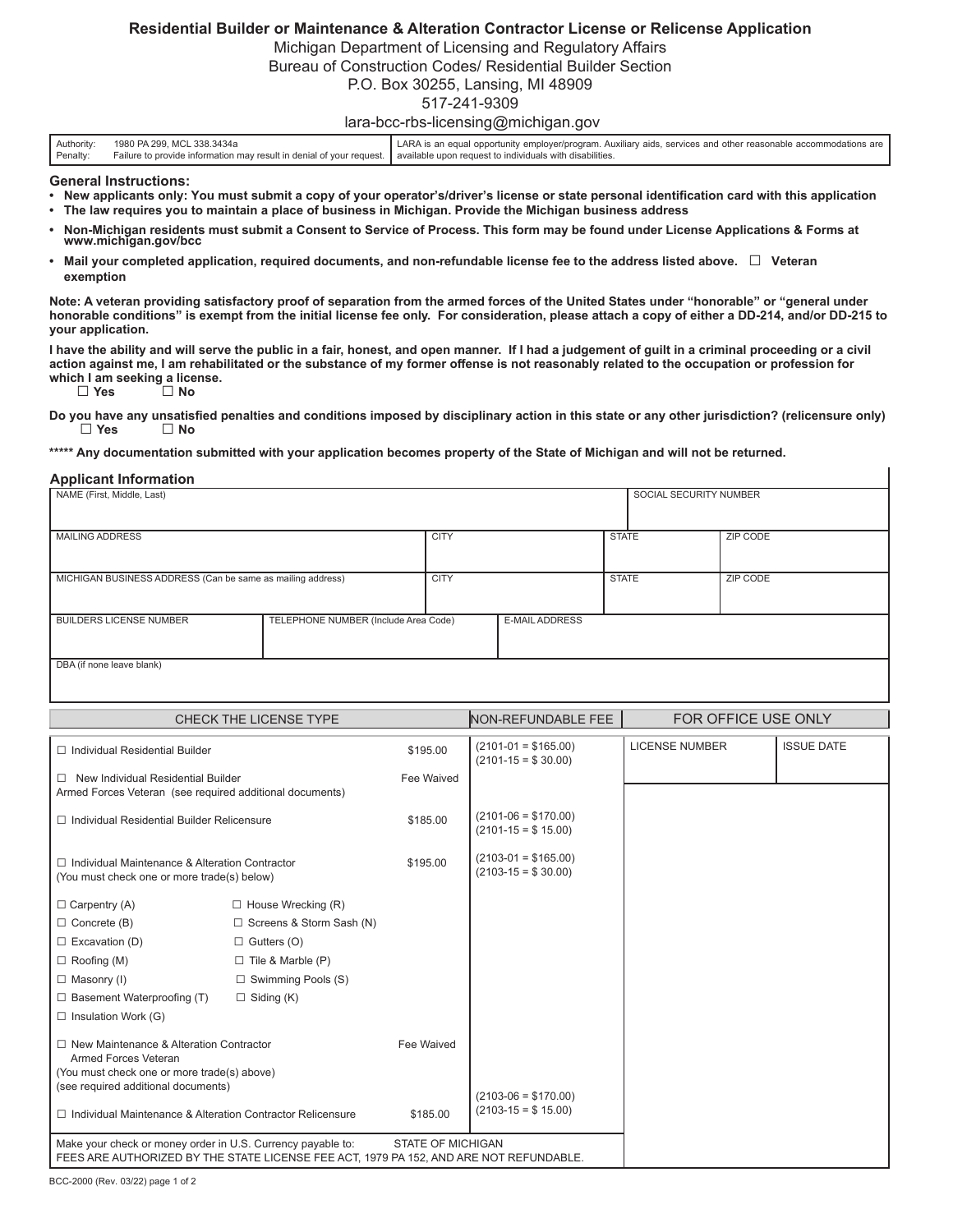# Residential Builder or Maintenance & Alteration Contractor License or Relicense Application

Michigan Department of Licensing and Regulatory Affairs
Bureau of Construction Codes/ Residential Builder Section
P.O. Box 30255, Lansing, MI 48909
517-241-9309
lara-bcc-rbs-licensing@michigan.gov

| Authority: 1980 PA 299, MCL 338.3434a<br>Penalty: Failure to provide information may result in denial of your request. | LARA is an equal opportunity employer/program. Auxiliary aids, services and other reasonable accommodations are available upon request to individuals with disabilities. |
|---|---|

## General Instructions:

- **New applicants only: You must submit a copy of your operator's/driver's license or state personal identification card with this application**
- **The law requires you to maintain a place of business in Michigan. Provide the Michigan business address**
- **Non-Michigan residents must submit a Consent to Service of Process. This form may be found under License Applications & Forms at www.michigan.gov/bcc**
- **Mail your completed application, required documents, and non-refundable license fee to the address listed above.** ☐ **Veteran exemption**

**Note: A veteran providing satisfactory proof of separation from the armed forces of the United States under "honorable" or "general under honorable conditions" is exempt from the initial license fee only. For consideration, please attach a copy of either a DD-214, and/or DD-215 to your application.**

**I have the ability and will serve the public in a fair, honest, and open manner. If I had a judgement of guilt in a criminal proceeding or a civil action against me, I am rehabilitated or the substance of my former offense is not reasonably related to the occupation or profession for which I am seeking a license.**
☐ **Yes** ☐ **No**

**Do you have any unsatisfied penalties and conditions imposed by disciplinary action in this state or any other jurisdiction? (relicensure only)**
☐ **Yes** ☐ **No**

**\*\*\*\*\* Any documentation submitted with your application becomes property of the State of Michigan and will not be returned.**

## Applicant Information

| NAME (First, Middle, Last) | | | SOCIAL SECURITY NUMBER | |
|---|---|---|---|---|
| MAILING ADDRESS | | CITY | STATE | ZIP CODE |
| MICHIGAN BUSINESS ADDRESS (Can be same as mailing address) | | CITY | STATE | ZIP CODE |
| BUILDERS LICENSE NUMBER | TELEPHONE NUMBER (Include Area Code) | E-MAIL ADDRESS | | |
| DBA (if none leave blank) | | | | |

| CHECK THE LICENSE TYPE | | NON-REFUNDABLE FEE | FOR OFFICE USE ONLY | |
|---|---|---|---|---|
| ☐ Individual Residential Builder | $195.00 | (2101-01 = $165.00)<br>(2101-15 = $ 30.00) | LICENSE NUMBER | ISSUE DATE |
| ☐ New Individual Residential Builder<br>Armed Forces Veteran (see required additional documents) | Fee Waived | | | |
| ☐ Individual Residential Builder Relicensure | $185.00 | (2101-06 = $170.00)<br>(2101-15 = $ 15.00) | | |
| ☐ Individual Maintenance & Alteration Contractor<br>(You must check one or more trade(s) below) | $195.00 | (2103-01 = $165.00)<br>(2103-15 = $ 30.00) | | |
| ☐ Carpentry (A) ☐ House Wrecking (R)<br>☐ Concrete (B) ☐ Screens & Storm Sash (N)<br>☐ Excavation (D) ☐ Gutters (O)<br>☐ Roofing (M) ☐ Tile & Marble (P)<br>☐ Masonry (I) ☐ Swimming Pools (S)<br>☐ Basement Waterproofing (T) ☐ Siding (K)<br>☐ Insulation Work (G) | | | | |
| ☐ New Maintenance & Alteration Contractor<br>Armed Forces Veteran<br>(You must check one or more trade(s) above)<br>(see required additional documents) | Fee Waived | | | |
| ☐ Individual Maintenance & Alteration Contractor Relicensure | $185.00 | (2103-06 = $170.00)<br>(2103-15 = $ 15.00) | | |
| Make your check or money order in U.S. Currency payable to: STATE OF MICHIGAN<br>FEES ARE AUTHORIZED BY THE STATE LICENSE FEE ACT, 1979 PA 152, AND ARE NOT REFUNDABLE. | | | | |

BCC-2000 (Rev. 03/22)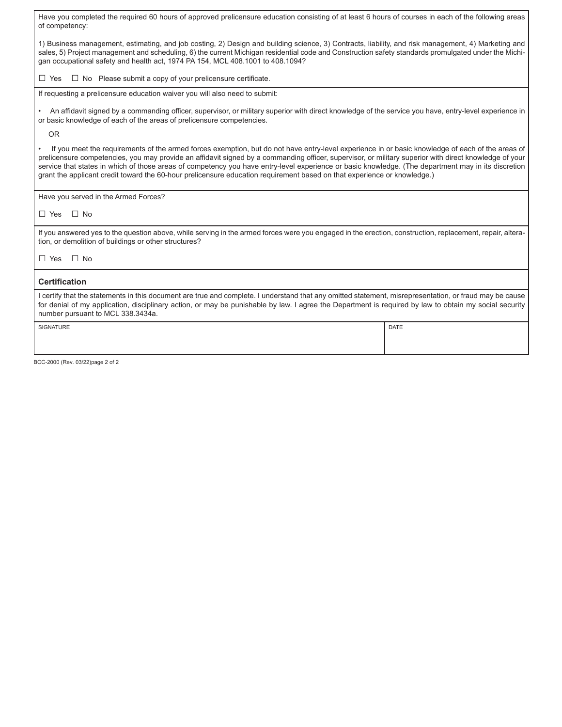Have you completed the required 60 hours of approved prelicensure education consisting of at least 6 hours of courses in each of the following areas of competency:

1) Business management, estimating, and job costing, 2) Design and building science, 3) Contracts, liability, and risk management, 4) Marketing and sales, 5) Project management and scheduling, 6) the current Michigan residential code and Construction safety standards promulgated under the Michigan occupational safety and health act, 1974 PA 154, MCL 408.1001 to 408.1094?

☐ Yes ☐ No Please submit a copy of your prelicensure certificate.

If requesting a prelicensure education waiver you will also need to submit:

- An affidavit signed by a commanding officer, supervisor, or military superior with direct knowledge of the service you have, entry-level experience in or basic knowledge of each of the areas of prelicensure competencies.

OR

- If you meet the requirements of the armed forces exemption, but do not have entry-level experience in or basic knowledge of each of the areas of prelicensure competencies, you may provide an affidavit signed by a commanding officer, supervisor, or military superior with direct knowledge of your service that states in which of those areas of competency you have entry-level experience or basic knowledge. (The department may in its discretion grant the applicant credit toward the 60-hour prelicensure education requirement based on that experience or knowledge.)

Have you served in the Armed Forces?

☐ Yes ☐ No

If you answered yes to the question above, while serving in the armed forces were you engaged in the erection, construction, replacement, repair, alteration, or demolition of buildings or other structures?

☐ Yes ☐ No

## Certification

I certify that the statements in this document are true and complete. I understand that any omitted statement, misrepresentation, or fraud may be cause for denial of my application, disciplinary action, or may be punishable by law. I agree the Department is required by law to obtain my social security number pursuant to MCL 338.3434a.

| SIGNATURE | DATE |
| --- | --- |
| | |

BCC-2000 (Rev. 03/22)